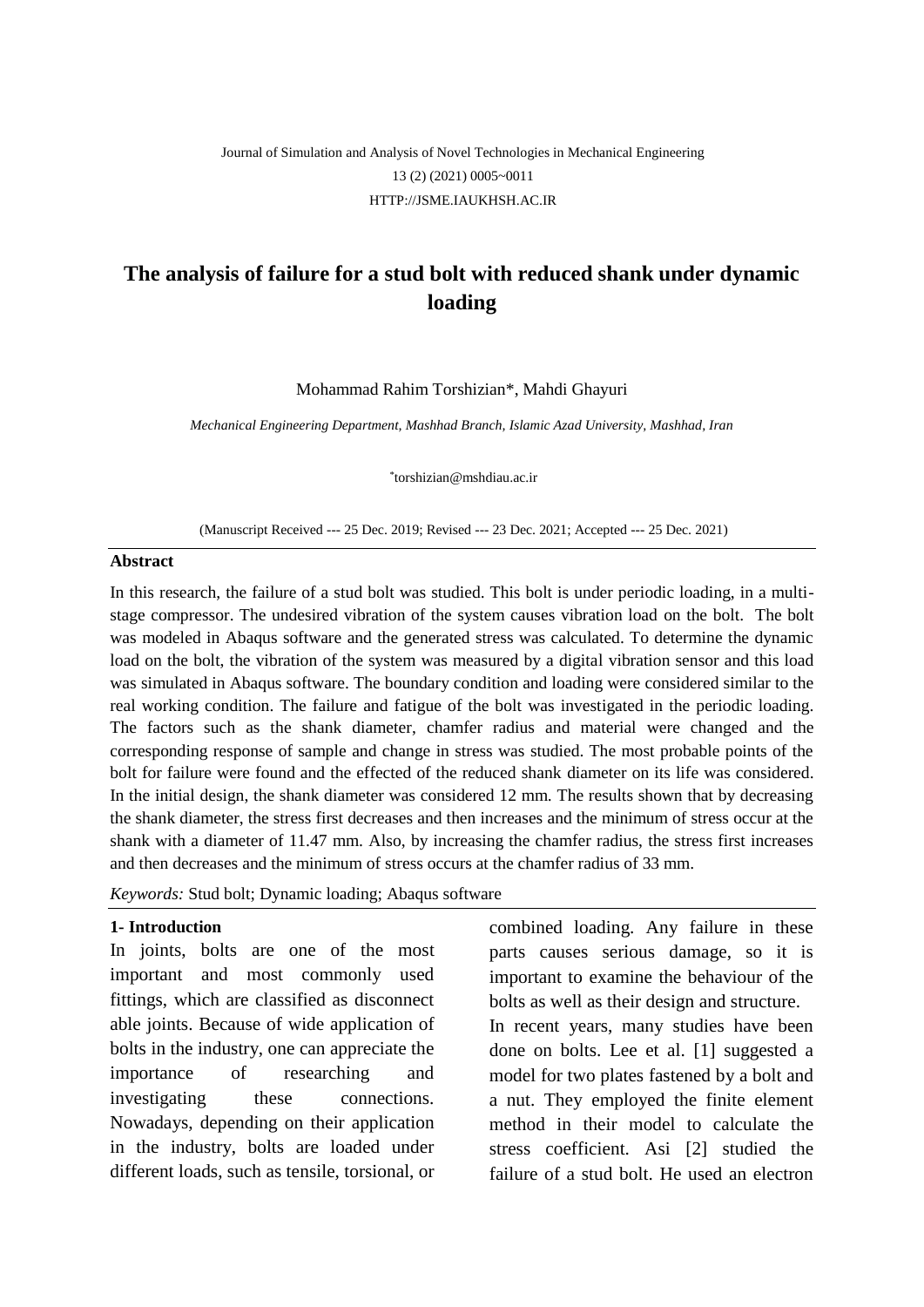# The analysis of failure for a stud bolt with reduced shank under dynamic loading

Mohammad Rahim Torshizian*, Mahdi Ghayuri

*Mechanical Engineering Department, Mashhad Branch, Islamic Azad University, Mashhad, Iran*

*torshizian@mshdiau.ac.ir

(Manuscript Received --- 25 Dec. 2019; Revised --- 23 Dec. 2021; Accepted --- 25 Dec. 2021)

## Abstract

In this research, the failure of a stud bolt was studied. This bolt is under periodic loading, in a multi-stage compressor. The undesired vibration of the system causes vibration load on the bolt. The bolt was modeled in Abaqus software and the generated stress was calculated. To determine the dynamic load on the bolt, the vibration of the system was measured by a digital vibration sensor and this load was simulated in Abaqus software. The boundary condition and loading were considered similar to the real working condition. The failure and fatigue of the bolt was investigated in the periodic loading. The factors such as the shank diameter, chamfer radius and material were changed and the corresponding response of sample and change in stress was studied. The most probable points of the bolt for failure were found and the effected of the reduced shank diameter on its life was considered. In the initial design, the shank diameter was considered 12 mm. The results shown that by decreasing the shank diameter, the stress first decreases and then increases and the minimum of stress occur at the shank with a diameter of 11.47 mm. Also, by increasing the chamfer radius, the stress first increases and then decreases and the minimum of stress occurs at the chamfer radius of 33 mm.

*Keywords:* Stud bolt; Dynamic loading; Abaqus software

## 1- Introduction

In joints, bolts are one of the most important and most commonly used fittings, which are classified as disconnect able joints. Because of wide application of bolts in the industry, one can appreciate the importance of researching and investigating these connections. Nowadays, depending on their application in the industry, bolts are loaded under different loads, such as tensile, torsional, or combined loading. Any failure in these parts causes serious damage, so it is important to examine the behaviour of the bolts as well as their design and structure.

In recent years, many studies have been done on bolts. Lee et al. [1] suggested a model for two plates fastened by a bolt and a nut. They employed the finite element method in their model to calculate the stress coefficient. Asi [2] studied the failure of a stud bolt. He used an electron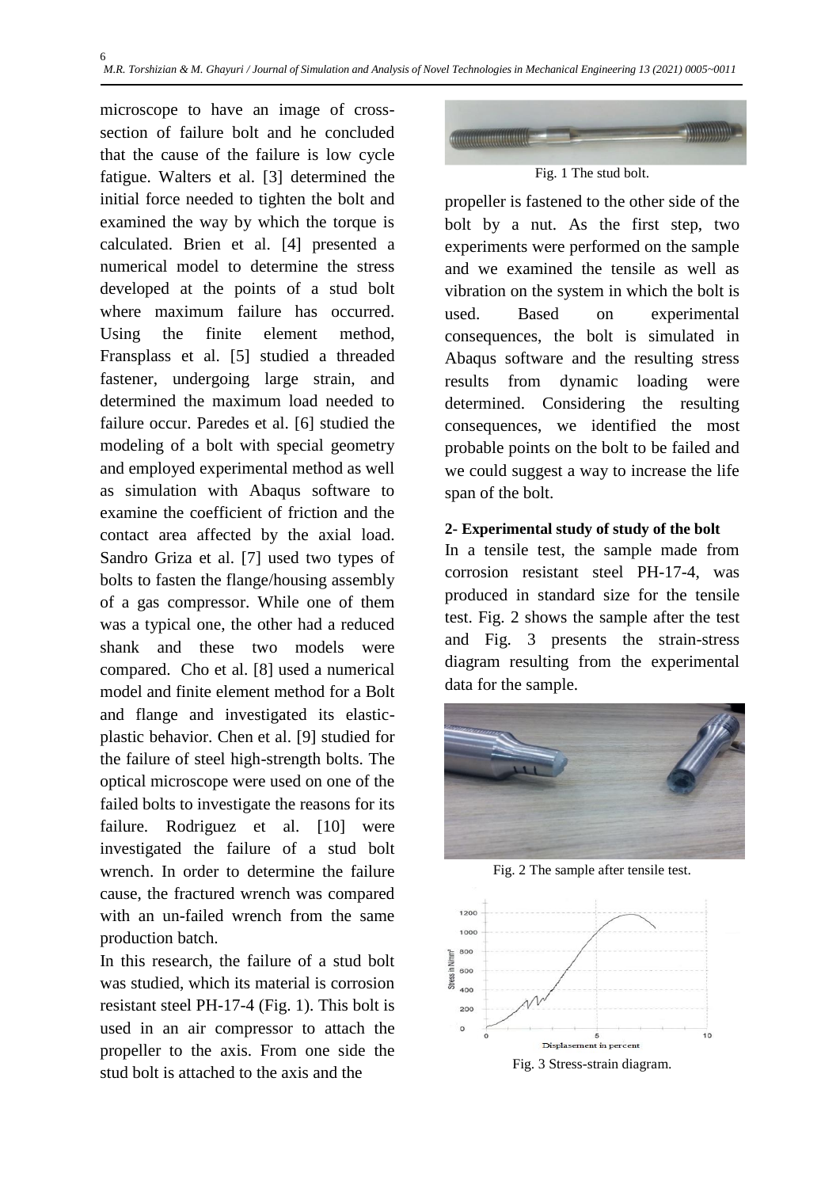microscope to have an image of cross-section of failure bolt and he concluded that the cause of the failure is low cycle fatigue. Walters et al. [3] determined the initial force needed to tighten the bolt and examined the way by which the torque is calculated. Brien et al. [4] presented a numerical model to determine the stress developed at the points of a stud bolt where maximum failure has occurred. Using the finite element method, Fransplass et al. [5] studied a threaded fastener, undergoing large strain, and determined the maximum load needed to failure occur. Paredes et al. [6] studied the modeling of a bolt with special geometry and employed experimental method as well as simulation with Abaqus software to examine the coefficient of friction and the contact area affected by the axial load. Sandro Griza et al. [7] used two types of bolts to fasten the flange/housing assembly of a gas compressor. While one of them was a typical one, the other had a reduced shank and these two models were compared. Cho et al. [8] used a numerical model and finite element method for a Bolt and flange and investigated its elastic-plastic behavior. Chen et al. [9] studied for the failure of steel high-strength bolts. The optical microscope were used on one of the failed bolts to investigate the reasons for its failure. Rodriguez et al. [10] were investigated the failure of a stud bolt wrench. In order to determine the failure cause, the fractured wrench was compared with an un-failed wrench from the same production batch.

In this research, the failure of a stud bolt was studied, which its material is corrosion resistant steel PH-17-4 (Fig. 1). This bolt is used in an air compressor to attach the propeller to the axis. From one side the stud bolt is attached to the axis and the propeller is fastened to the other side of the bolt by a nut. As the first step, two experiments were performed on the sample and we examined the tensile as well as vibration on the system in which the bolt is used. Based on experimental consequences, the bolt is simulated in Abaqus software and the resulting stress results from dynamic loading were determined. Considering the resulting consequences, we identified the most probable points on the bolt to be failed and we could suggest a way to increase the life span of the bolt.

Fig. 1 The stud bolt.

## 2- Experimental study of study of the bolt

In a tensile test, the sample made from corrosion resistant steel PH-17-4, was produced in standard size for the tensile test. Fig. 2 shows the sample after the test and Fig. 3 presents the strain-stress diagram resulting from the experimental data for the sample.

Fig. 2 The sample after tensile test.

Fig. 3 Stress-strain diagram.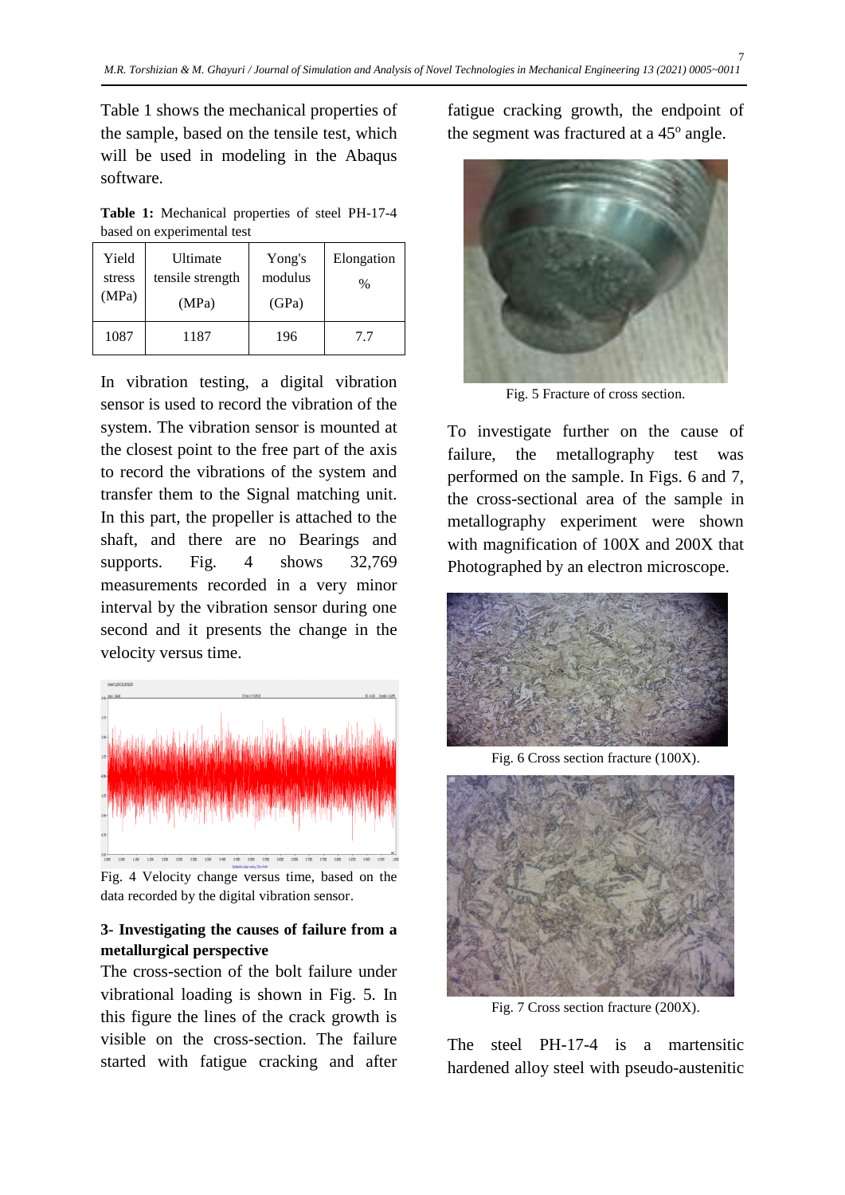Table 1 shows the mechanical properties of the sample, based on the tensile test, which will be used in modeling in the Abaqus software.

**Table 1:** Mechanical properties of steel PH-17-4 based on experimental test

| Yield stress (MPa) | Ultimate tensile strength (MPa) | Yong's modulus (GPa) | Elongation % |
|---|---|---|---|
| 1087 | 1187 | 196 | 7.7 |

In vibration testing, a digital vibration sensor is used to record the vibration of the system. The vibration sensor is mounted at the closest point to the free part of the axis to record the vibrations of the system and transfer them to the Signal matching unit. In this part, the propeller is attached to the shaft, and there are no Bearings and supports. Fig. 4 shows 32,769 measurements recorded in a very minor interval by the vibration sensor during one second and it presents the change in the velocity versus time.

Fig. 4 Velocity change versus time, based on the data recorded by the digital vibration sensor.

### 3- Investigating the causes of failure from a metallurgical perspective

The cross-section of the bolt failure under vibrational loading is shown in Fig. 5. In this figure the lines of the crack growth is visible on the cross-section. The failure started with fatigue cracking and after fatigue cracking growth, the endpoint of the segment was fractured at a 45$^{o}$ angle.

Fig. 5 Fracture of cross section.

To investigate further on the cause of failure, the metallography test was performed on the sample. In Figs. 6 and 7, the cross-sectional area of the sample in metallography experiment were shown with magnification of 100X and 200X that Photographed by an electron microscope.

Fig. 6 Cross section fracture (100X).

Fig. 7 Cross section fracture (200X).

The steel PH-17-4 is a martensitic hardened alloy steel with pseudo-austenitic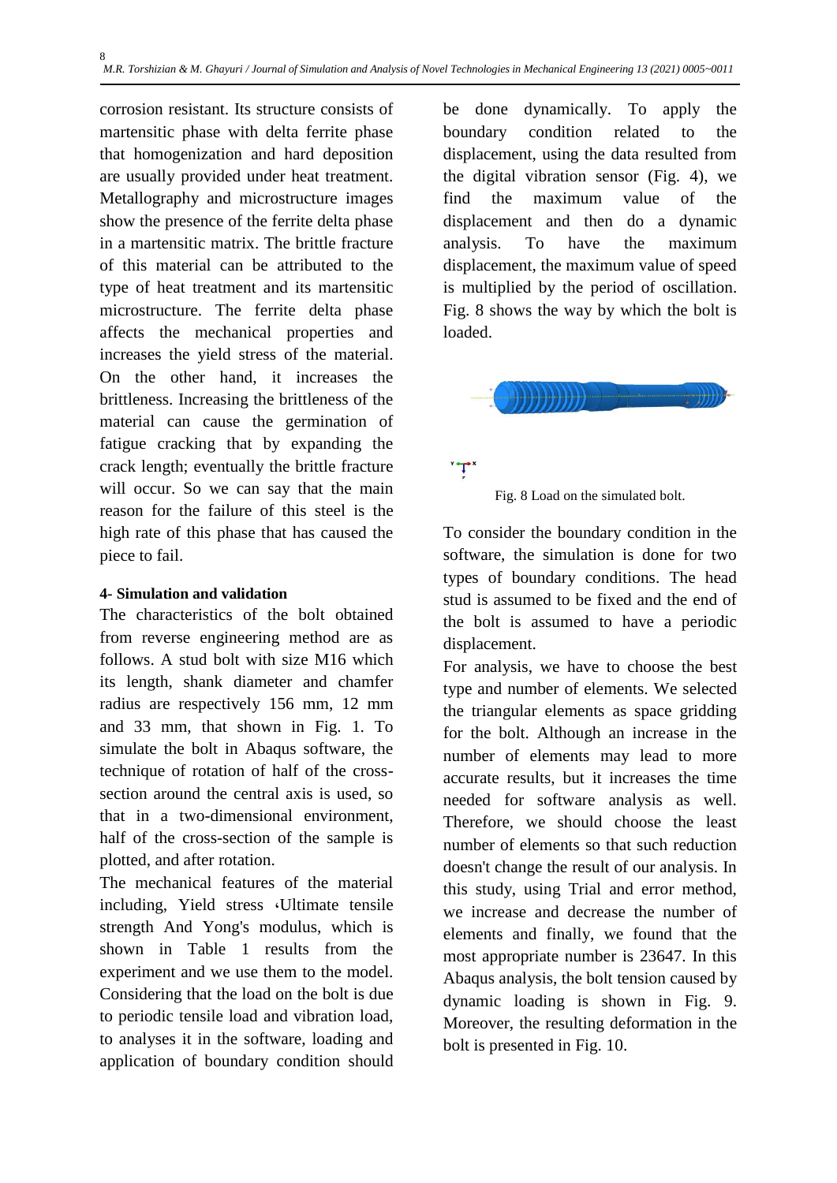corrosion resistant. Its structure consists of martensitic phase with delta ferrite phase that homogenization and hard deposition are usually provided under heat treatment. Metallography and microstructure images show the presence of the ferrite delta phase in a martensitic matrix. The brittle fracture of this material can be attributed to the type of heat treatment and its martensitic microstructure. The ferrite delta phase affects the mechanical properties and increases the yield stress of the material. On the other hand, it increases the brittleness. Increasing the brittleness of the material can cause the germination of fatigue cracking that by expanding the crack length; eventually the brittle fracture will occur. So we can say that the main reason for the failure of this steel is the high rate of this phase that has caused the piece to fail.

## 4- Simulation and validation

The characteristics of the bolt obtained from reverse engineering method are as follows. A stud bolt with size M16 which its length, shank diameter and chamfer radius are respectively 156 mm, 12 mm and 33 mm, that shown in Fig. 1. To simulate the bolt in Abaqus software, the technique of rotation of half of the cross-section around the central axis is used, so that in a two-dimensional environment, half of the cross-section of the sample is plotted, and after rotation.

The mechanical features of the material including, Yield stress ،Ultimate tensile strength And Yong's modulus, which is shown in Table 1 results from the experiment and we use them to the model. Considering that the load on the bolt is due to periodic tensile load and vibration load, to analyses it in the software, loading and application of boundary condition should be done dynamically. To apply the boundary condition related to the displacement, using the data resulted from the digital vibration sensor (Fig. 4), we find the maximum value of the displacement and then do a dynamic analysis. To have the maximum displacement, the maximum value of speed is multiplied by the period of oscillation. Fig. 8 shows the way by which the bolt is loaded.

Fig. 8 Load on the simulated bolt.

To consider the boundary condition in the software, the simulation is done for two types of boundary conditions. The head stud is assumed to be fixed and the end of the bolt is assumed to have a periodic displacement.

For analysis, we have to choose the best type and number of elements. We selected the triangular elements as space gridding for the bolt. Although an increase in the number of elements may lead to more accurate results, but it increases the time needed for software analysis as well. Therefore, we should choose the least number of elements so that such reduction doesn't change the result of our analysis. In this study, using Trial and error method, we increase and decrease the number of elements and finally, we found that the most appropriate number is 23647. In this Abaqus analysis, the bolt tension caused by dynamic loading is shown in Fig. 9. Moreover, the resulting deformation in the bolt is presented in Fig. 10.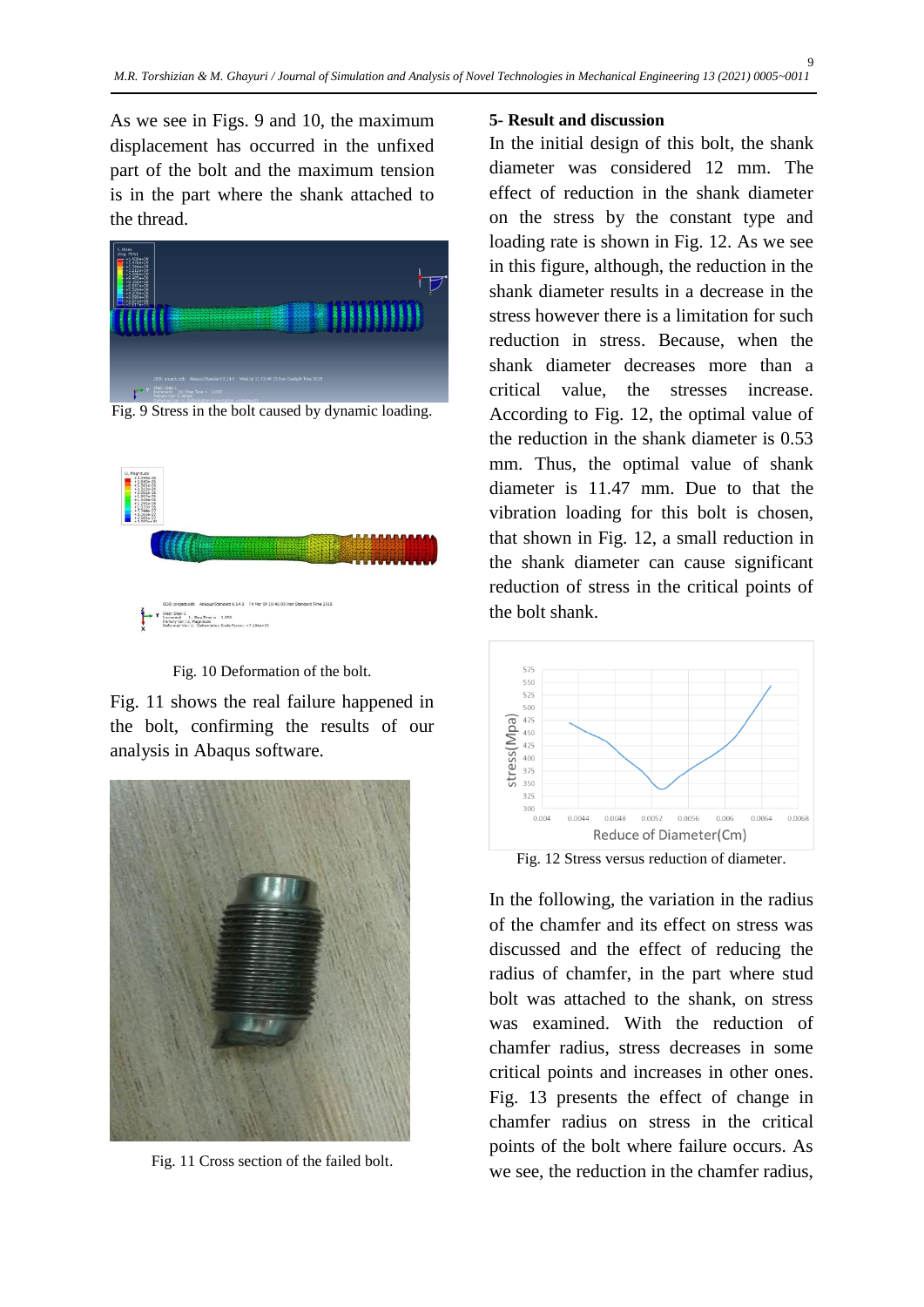As we see in Figs. 9 and 10, the maximum displacement has occurred in the unfixed part of the bolt and the maximum tension is in the part where the shank attached to the thread.

Fig. 9 Stress in the bolt caused by dynamic loading.

Fig. 10 Deformation of the bolt.

Fig. 11 shows the real failure happened in the bolt, confirming the results of our analysis in Abaqus software.

Fig. 11 Cross section of the failed bolt.

## 5- Result and discussion

In the initial design of this bolt, the shank diameter was considered 12 mm. The effect of reduction in the shank diameter on the stress by the constant type and loading rate is shown in Fig. 12. As we see in this figure, although, the reduction in the shank diameter results in a decrease in the stress however there is a limitation for such reduction in stress. Because, when the shank diameter decreases more than a critical value, the stresses increase. According to Fig. 12, the optimal value of the reduction in the shank diameter is 0.53 mm. Thus, the optimal value of shank diameter is 11.47 mm. Due to that the vibration loading for this bolt is chosen, that shown in Fig. 12, a small reduction in the shank diameter can cause significant reduction of stress in the critical points of the bolt shank.

Fig. 12 Stress versus reduction of diameter.

In the following, the variation in the radius of the chamfer and its effect on stress was discussed and the effect of reducing the radius of chamfer, in the part where stud bolt was attached to the shank, on stress was examined. With the reduction of chamfer radius, stress decreases in some critical points and increases in other ones. Fig. 13 presents the effect of change in chamfer radius on stress in the critical points of the bolt where failure occurs. As we see, the reduction in the chamfer radius,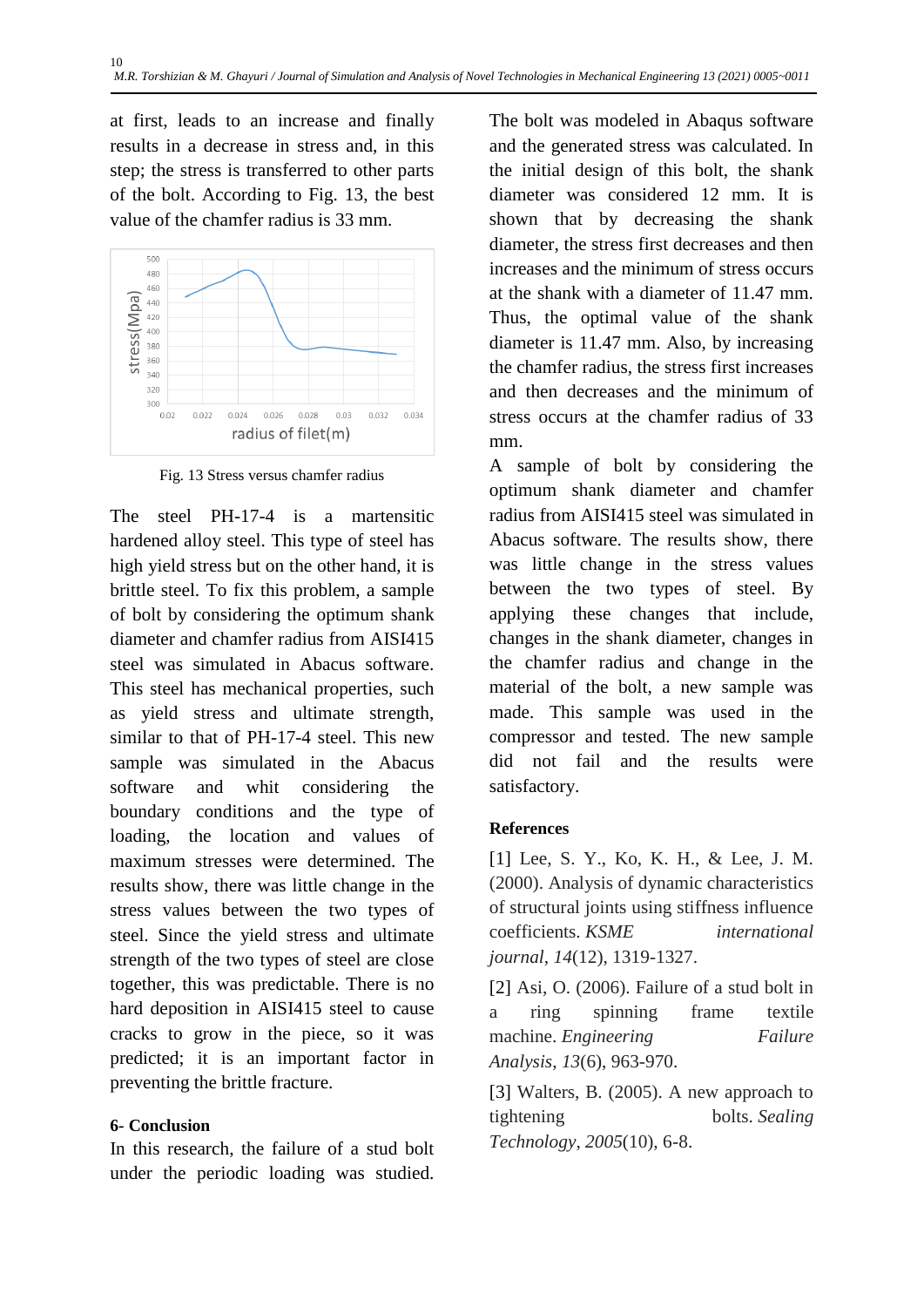at first, leads to an increase and finally results in a decrease in stress and, in this step; the stress is transferred to other parts of the bolt. According to Fig. 13, the best value of the chamfer radius is 33 mm.

Fig. 13 Stress versus chamfer radius

The steel PH-17-4 is a martensitic hardened alloy steel. This type of steel has high yield stress but on the other hand, it is brittle steel. To fix this problem, a sample of bolt by considering the optimum shank diameter and chamfer radius from AISI415 steel was simulated in Abacus software. This steel has mechanical properties, such as yield stress and ultimate strength, similar to that of PH-17-4 steel. This new sample was simulated in the Abacus software and whit considering the boundary conditions and the type of loading, the location and values of maximum stresses were determined. The results show, there was little change in the stress values between the two types of steel. Since the yield stress and ultimate strength of the two types of steel are close together, this was predictable. There is no hard deposition in AISI415 steel to cause cracks to grow in the piece, so it was predicted; it is an important factor in preventing the brittle fracture.

## 6- Conclusion

In this research, the failure of a stud bolt under the periodic loading was studied. The bolt was modeled in Abaqus software and the generated stress was calculated. In the initial design of this bolt, the shank diameter was considered 12 mm. It is shown that by decreasing the shank diameter, the stress first decreases and then increases and the minimum of stress occurs at the shank with a diameter of 11.47 mm. Thus, the optimal value of the shank diameter is 11.47 mm. Also, by increasing the chamfer radius, the stress first increases and then decreases and the minimum of stress occurs at the chamfer radius of 33 mm.

A sample of bolt by considering the optimum shank diameter and chamfer radius from AISI415 steel was simulated in Abacus software. The results show, there was little change in the stress values between the two types of steel. By applying these changes that include, changes in the shank diameter, changes in the chamfer radius and change in the material of the bolt, a new sample was made. This sample was used in the compressor and tested. The new sample did not fail and the results were satisfactory.

## References

[1] Lee, S. Y., Ko, K. H., & Lee, J. M. (2000). Analysis of dynamic characteristics of structural joints using stiffness influence coefficients. *KSME international journal*, *14*(12), 1319-1327.

[2] Asi, O. (2006). Failure of a stud bolt in a ring spinning frame textile machine. *Engineering Failure Analysis*, *13*(6), 963-970.

[3] Walters, B. (2005). A new approach to tightening bolts. *Sealing Technology*, *2005*(10), 6-8.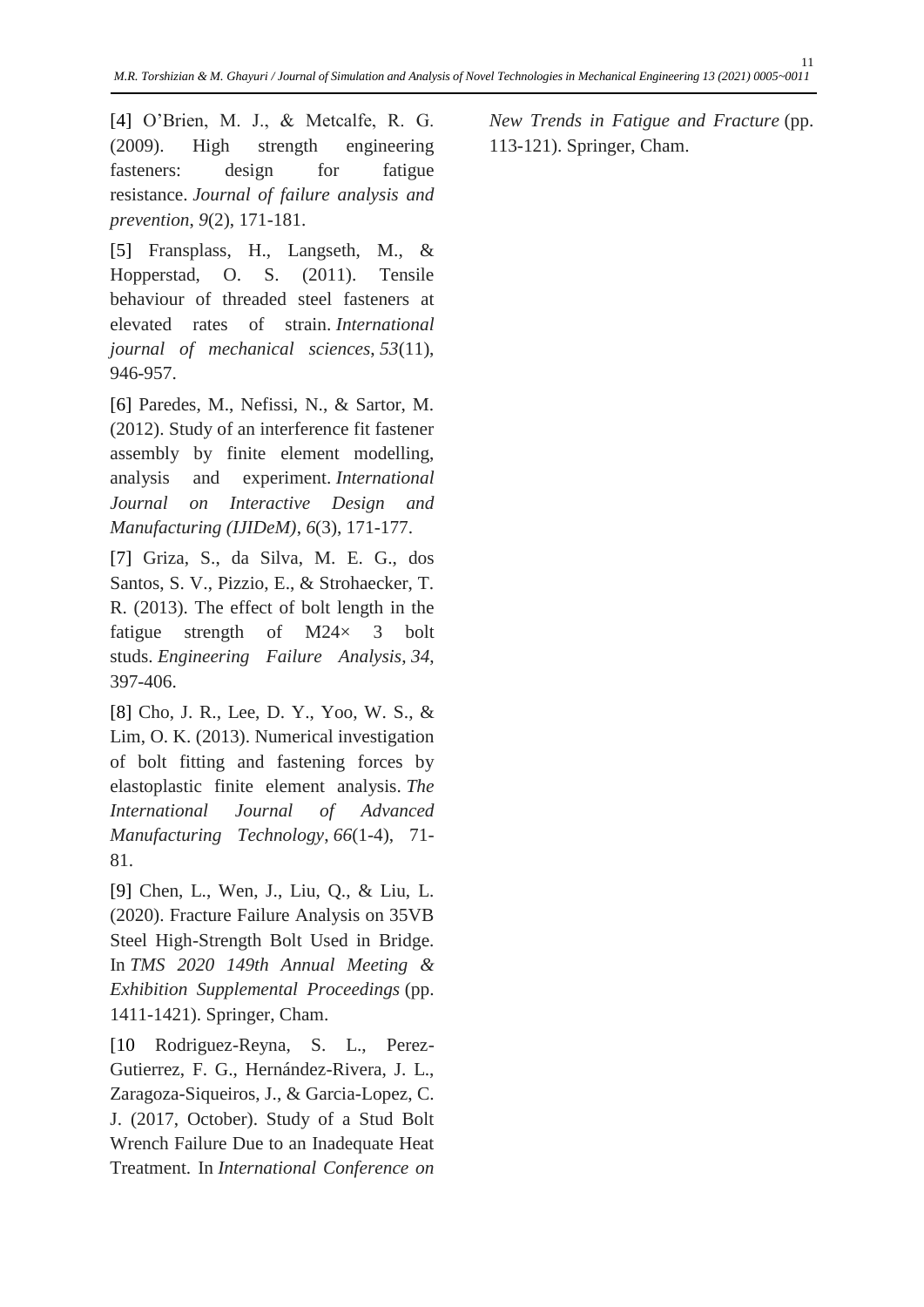[4] O'Brien, M. J., & Metcalfe, R. G. (2009). High strength engineering fasteners: design for fatigue resistance. *Journal of failure analysis and prevention*, *9*(2), 171-181.

[5] Fransplass, H., Langseth, M., & Hopperstad, O. S. (2011). Tensile behaviour of threaded steel fasteners at elevated rates of strain. *International journal of mechanical sciences*, *53*(11), 946-957.

[6] Paredes, M., Nefissi, N., & Sartor, M. (2012). Study of an interference fit fastener assembly by finite element modelling, analysis and experiment. *International Journal on Interactive Design and Manufacturing (IJIDeM)*, *6*(3), 171-177.

[7] Griza, S., da Silva, M. E. G., dos Santos, S. V., Pizzio, E., & Strohaecker, T. R. (2013). The effect of bolt length in the fatigue strength of M24× 3 bolt studs. *Engineering Failure Analysis*, *34*, 397-406.

[8] Cho, J. R., Lee, D. Y., Yoo, W. S., & Lim, O. K. (2013). Numerical investigation of bolt fitting and fastening forces by elastoplastic finite element analysis. *The International Journal of Advanced Manufacturing Technology*, *66*(1-4), 71-81.

[9] Chen, L., Wen, J., Liu, Q., & Liu, L. (2020). Fracture Failure Analysis on 35VB Steel High-Strength Bolt Used in Bridge. In *TMS 2020 149th Annual Meeting & Exhibition Supplemental Proceedings* (pp. 1411-1421). Springer, Cham.

[10 Rodriguez-Reyna, S. L., Perez-Gutierrez, F. G., Hernández-Rivera, J. L., Zaragoza-Siqueiros, J., & Garcia-Lopez, C. J. (2017, October). Study of a Stud Bolt Wrench Failure Due to an Inadequate Heat Treatment. In *International Conference on New Trends in Fatigue and Fracture* (pp. 113-121). Springer, Cham.